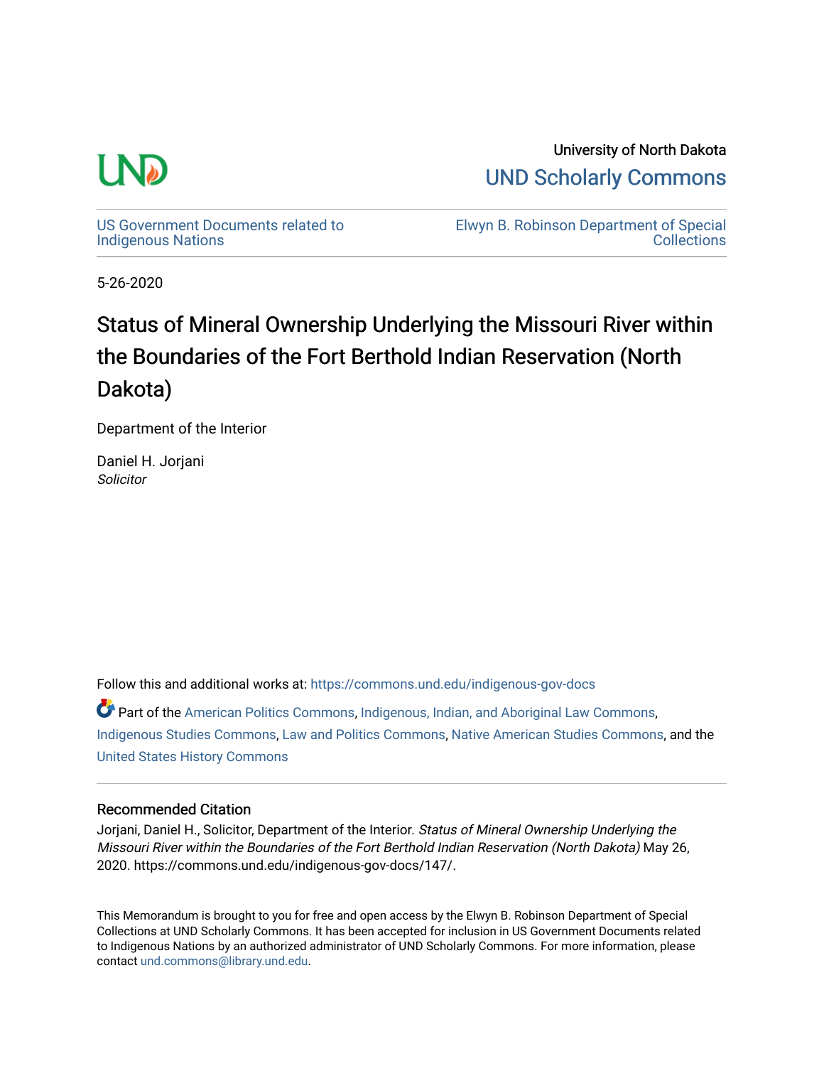University of North Dakota

UND Scholarly Commons

US Government Documents related to Indigenous Nations

Elwyn B. Robinson Department of Special Collections

5-26-2020

# Status of Mineral Ownership Underlying the Missouri River within the Boundaries of the Fort Berthold Indian Reservation (North Dakota)

Department of the Interior

Daniel H. Jorjani
*Solicitor*

Follow this and additional works at: https://commons.und.edu/indigenous-gov-docs

Part of the American Politics Commons, Indigenous, Indian, and Aboriginal Law Commons, Indigenous Studies Commons, Law and Politics Commons, Native American Studies Commons, and the United States History Commons

### Recommended Citation

Jorjani, Daniel H., Solicitor, Department of the Interior. *Status of Mineral Ownership Underlying the Missouri River within the Boundaries of the Fort Berthold Indian Reservation (North Dakota)* May 26, 2020. https://commons.und.edu/indigenous-gov-docs/147/.

This Memorandum is brought to you for free and open access by the Elwyn B. Robinson Department of Special Collections at UND Scholarly Commons. It has been accepted for inclusion in US Government Documents related to Indigenous Nations by an authorized administrator of UND Scholarly Commons. For more information, please contact und.commons@library.und.edu.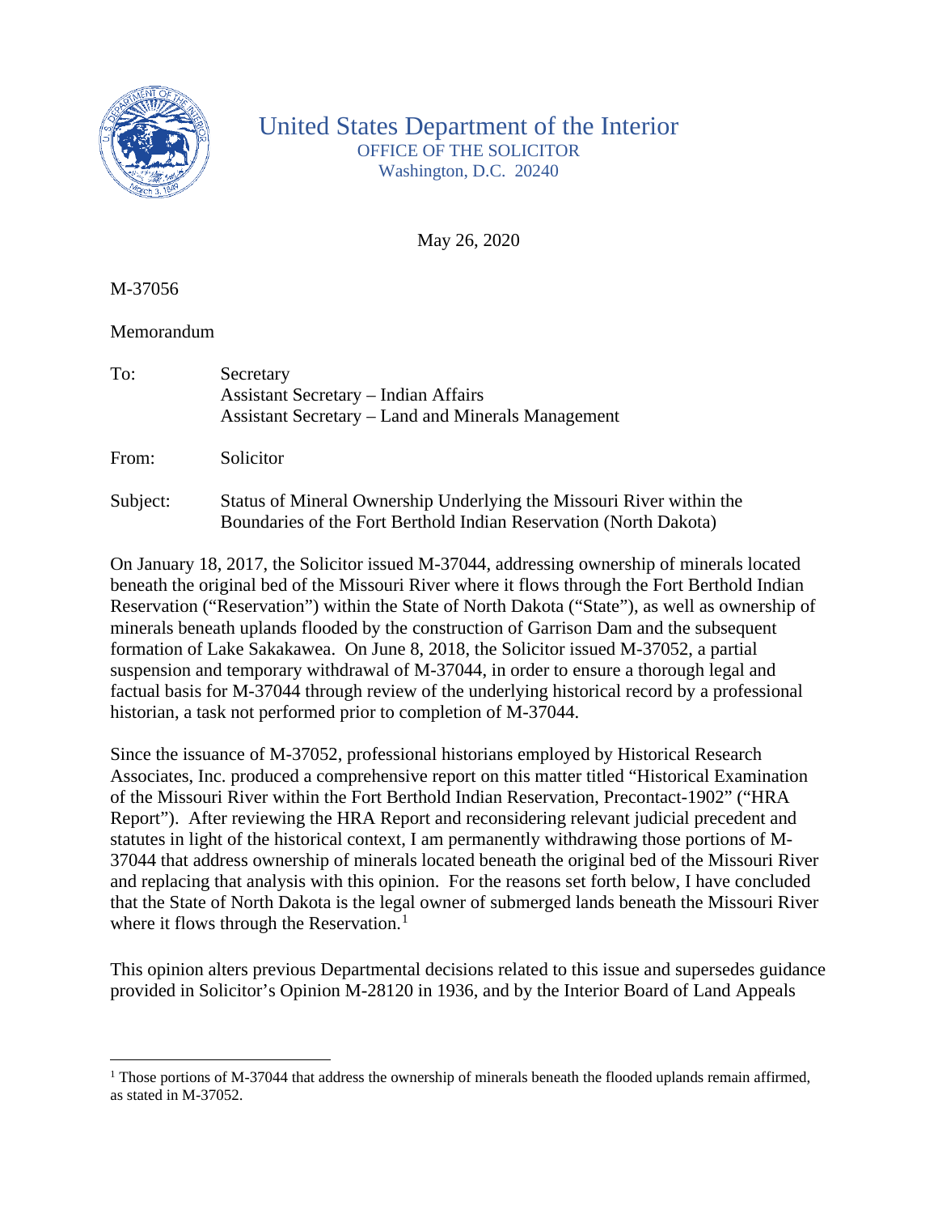United States Department of the Interior

OFFICE OF THE SOLICITOR

Washington, D.C. 20240

May 26, 2020

M-37056

Memorandum

To: Secretary
Assistant Secretary – Indian Affairs
Assistant Secretary – Land and Minerals Management

From: Solicitor

Subject: Status of Mineral Ownership Underlying the Missouri River within the Boundaries of the Fort Berthold Indian Reservation (North Dakota)

On January 18, 2017, the Solicitor issued M-37044, addressing ownership of minerals located beneath the original bed of the Missouri River where it flows through the Fort Berthold Indian Reservation ("Reservation") within the State of North Dakota ("State"), as well as ownership of minerals beneath uplands flooded by the construction of Garrison Dam and the subsequent formation of Lake Sakakawea. On June 8, 2018, the Solicitor issued M-37052, a partial suspension and temporary withdrawal of M-37044, in order to ensure a thorough legal and factual basis for M-37044 through review of the underlying historical record by a professional historian, a task not performed prior to completion of M-37044.

Since the issuance of M-37052, professional historians employed by Historical Research Associates, Inc. produced a comprehensive report on this matter titled "Historical Examination of the Missouri River within the Fort Berthold Indian Reservation, Precontact-1902" ("HRA Report"). After reviewing the HRA Report and reconsidering relevant judicial precedent and statutes in light of the historical context, I am permanently withdrawing those portions of M-37044 that address ownership of minerals located beneath the original bed of the Missouri River and replacing that analysis with this opinion. For the reasons set forth below, I have concluded that the State of North Dakota is the legal owner of submerged lands beneath the Missouri River where it flows through the Reservation.[1]

This opinion alters previous Departmental decisions related to this issue and supersedes guidance provided in Solicitor's Opinion M-28120 in 1936, and by the Interior Board of Land Appeals

---

[1] Those portions of M-37044 that address the ownership of minerals beneath the flooded uplands remain affirmed, as stated in M-37052.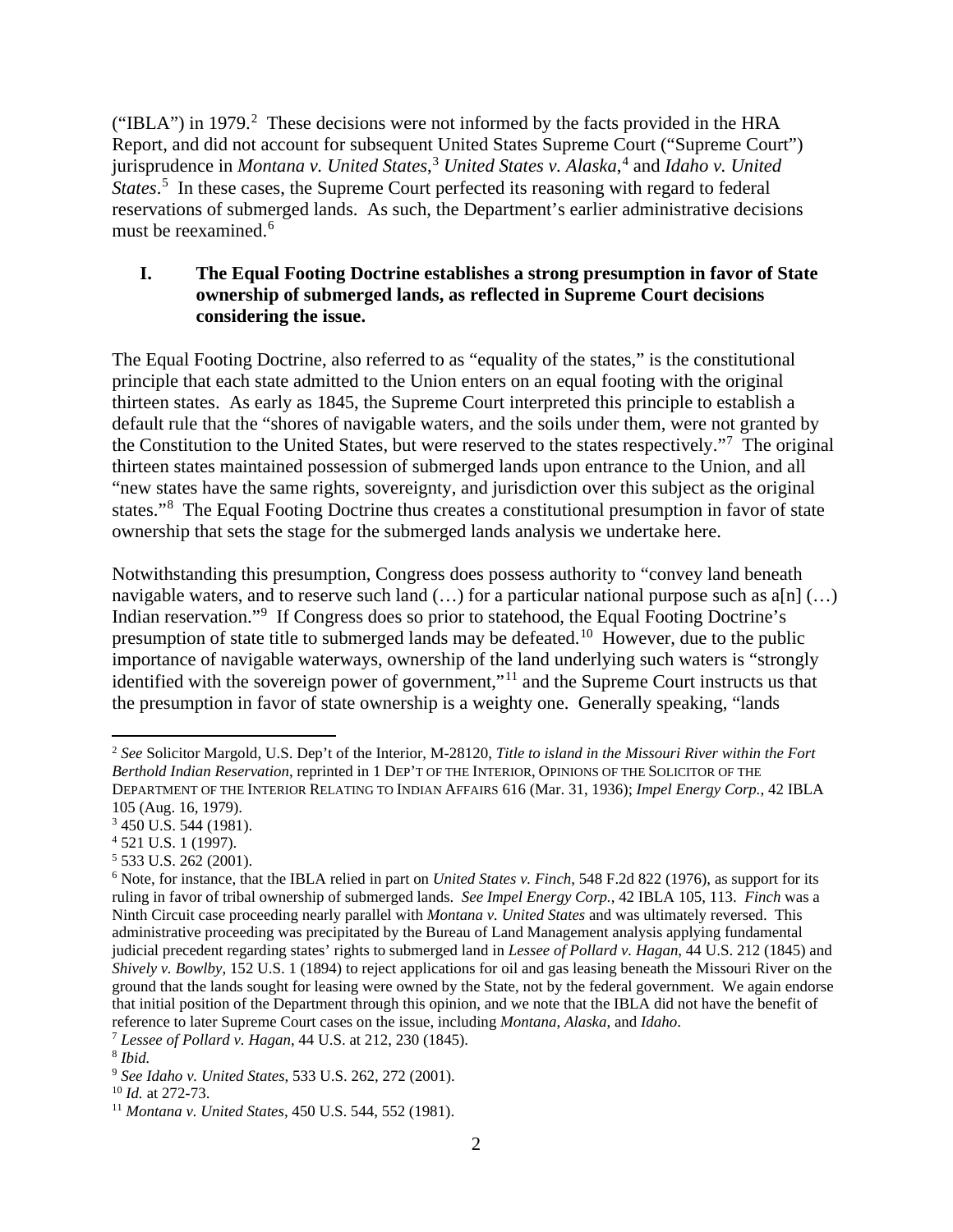("IBLA") in 1979.[2] These decisions were not informed by the facts provided in the HRA Report, and did not account for subsequent United States Supreme Court ("Supreme Court") jurisprudence in *Montana v. United States*,[3] *United States v. Alaska*,[4] and *Idaho v. United States*.[5] In these cases, the Supreme Court perfected its reasoning with regard to federal reservations of submerged lands. As such, the Department's earlier administrative decisions must be reexamined.[6]

## I. The Equal Footing Doctrine establishes a strong presumption in favor of State ownership of submerged lands, as reflected in Supreme Court decisions considering the issue.

The Equal Footing Doctrine, also referred to as "equality of the states," is the constitutional principle that each state admitted to the Union enters on an equal footing with the original thirteen states. As early as 1845, the Supreme Court interpreted this principle to establish a default rule that the "shores of navigable waters, and the soils under them, were not granted by the Constitution to the United States, but were reserved to the states respectively."[7] The original thirteen states maintained possession of submerged lands upon entrance to the Union, and all "new states have the same rights, sovereignty, and jurisdiction over this subject as the original states."[8] The Equal Footing Doctrine thus creates a constitutional presumption in favor of state ownership that sets the stage for the submerged lands analysis we undertake here.

Notwithstanding this presumption, Congress does possess authority to "convey land beneath navigable waters, and to reserve such land (…) for a particular national purpose such as a[n] (…) Indian reservation."[9] If Congress does so prior to statehood, the Equal Footing Doctrine's presumption of state title to submerged lands may be defeated.[10] However, due to the public importance of navigable waterways, ownership of the land underlying such waters is "strongly identified with the sovereign power of government,"[11] and the Supreme Court instructs us that the presumption in favor of state ownership is a weighty one. Generally speaking, "lands

---

[2] *See* Solicitor Margold, U.S. Dep't of the Interior, M-28120, *Title to island in the Missouri River within the Fort Berthold Indian Reservation*, reprinted in 1 DEP'T OF THE INTERIOR, OPINIONS OF THE SOLICITOR OF THE DEPARTMENT OF THE INTERIOR RELATING TO INDIAN AFFAIRS 616 (Mar. 31, 1936); *Impel Energy Corp.*, 42 IBLA 105 (Aug. 16, 1979).

[3] 450 U.S. 544 (1981).

[4] 521 U.S. 1 (1997).

[5] 533 U.S. 262 (2001).

[6] Note, for instance, that the IBLA relied in part on *United States v. Finch*, 548 F.2d 822 (1976), as support for its ruling in favor of tribal ownership of submerged lands. *See Impel Energy Corp.*, 42 IBLA 105, 113. *Finch* was a Ninth Circuit case proceeding nearly parallel with *Montana v. United States* and was ultimately reversed. This administrative proceeding was precipitated by the Bureau of Land Management analysis applying fundamental judicial precedent regarding states' rights to submerged land in *Lessee of Pollard v. Hagan*, 44 U.S. 212 (1845) and *Shively v. Bowlby*, 152 U.S. 1 (1894) to reject applications for oil and gas leasing beneath the Missouri River on the ground that the lands sought for leasing were owned by the State, not by the federal government. We again endorse that initial position of the Department through this opinion, and we note that the IBLA did not have the benefit of reference to later Supreme Court cases on the issue, including *Montana*, *Alaska*, and *Idaho*.

[7] *Lessee of Pollard v. Hagan*, 44 U.S. at 212, 230 (1845).

[8] *Ibid.*

[9] *See Idaho v. United States*, 533 U.S. 262, 272 (2001).

[10] *Id.* at 272-73.

[11] *Montana v. United States*, 450 U.S. 544, 552 (1981).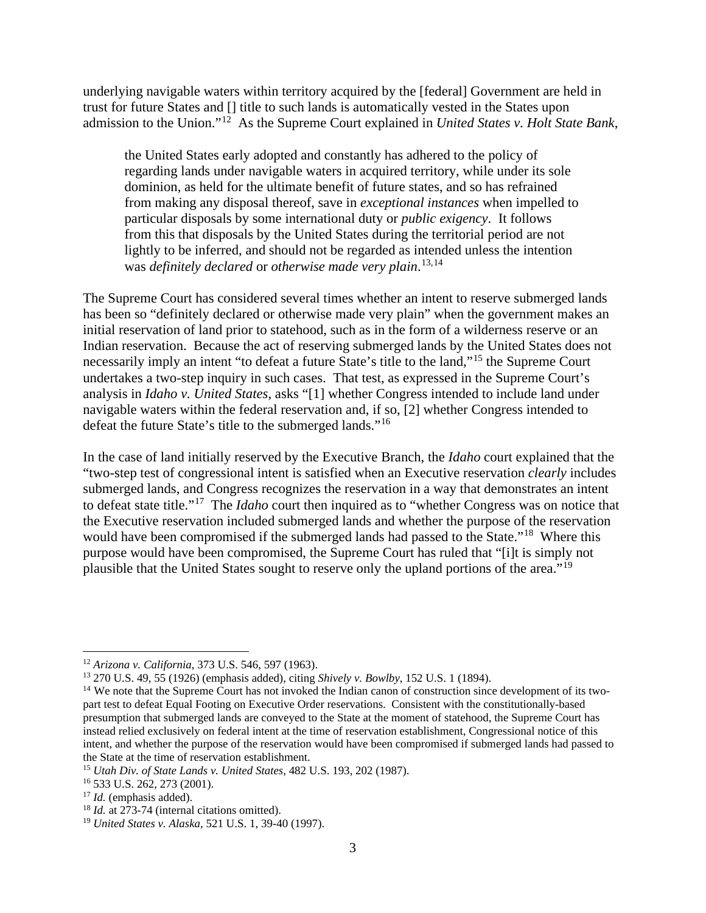underlying navigable waters within territory acquired by the [federal] Government are held in trust for future States and [] title to such lands is automatically vested in the States upon admission to the Union."[12] As the Supreme Court explained in *United States v. Holt State Bank*,

> the United States early adopted and constantly has adhered to the policy of regarding lands under navigable waters in acquired territory, while under its sole dominion, as held for the ultimate benefit of future states, and so has refrained from making any disposal thereof, save in *exceptional instances* when impelled to particular disposals by some international duty or *public exigency*. It follows from this that disposals by the United States during the territorial period are not lightly to be inferred, and should not be regarded as intended unless the intention was *definitely declared* or *otherwise made very plain*.[13,14]

The Supreme Court has considered several times whether an intent to reserve submerged lands has been so "definitely declared or otherwise made very plain" when the government makes an initial reservation of land prior to statehood, such as in the form of a wilderness reserve or an Indian reservation. Because the act of reserving submerged lands by the United States does not necessarily imply an intent "to defeat a future State's title to the land,"[15] the Supreme Court undertakes a two-step inquiry in such cases. That test, as expressed in the Supreme Court's analysis in *Idaho v. United States*, asks "[1] whether Congress intended to include land under navigable waters within the federal reservation and, if so, [2] whether Congress intended to defeat the future State's title to the submerged lands."[16]

In the case of land initially reserved by the Executive Branch, the *Idaho* court explained that the "two-step test of congressional intent is satisfied when an Executive reservation *clearly* includes submerged lands, and Congress recognizes the reservation in a way that demonstrates an intent to defeat state title."[17] The *Idaho* court then inquired as to "whether Congress was on notice that the Executive reservation included submerged lands and whether the purpose of the reservation would have been compromised if the submerged lands had passed to the State."[18] Where this purpose would have been compromised, the Supreme Court has ruled that "[i]t is simply not plausible that the United States sought to reserve only the upland portions of the area."[19]

---

[12] *Arizona v. California*, 373 U.S. 546, 597 (1963).

[13] 270 U.S. 49, 55 (1926) (emphasis added), citing *Shively v. Bowlby*, 152 U.S. 1 (1894).

[14] We note that the Supreme Court has not invoked the Indian canon of construction since development of its two-part test to defeat Equal Footing on Executive Order reservations. Consistent with the constitutionally-based presumption that submerged lands are conveyed to the State at the moment of statehood, the Supreme Court has instead relied exclusively on federal intent at the time of reservation establishment, Congressional notice of this intent, and whether the purpose of the reservation would have been compromised if submerged lands had passed to the State at the time of reservation establishment.

[15] *Utah Div. of State Lands v. United States*, 482 U.S. 193, 202 (1987).

[16] 533 U.S. 262, 273 (2001).

[17] *Id.* (emphasis added).

[18] *Id.* at 273-74 (internal citations omitted).

[19] *United States v. Alaska*, 521 U.S. 1, 39-40 (1997).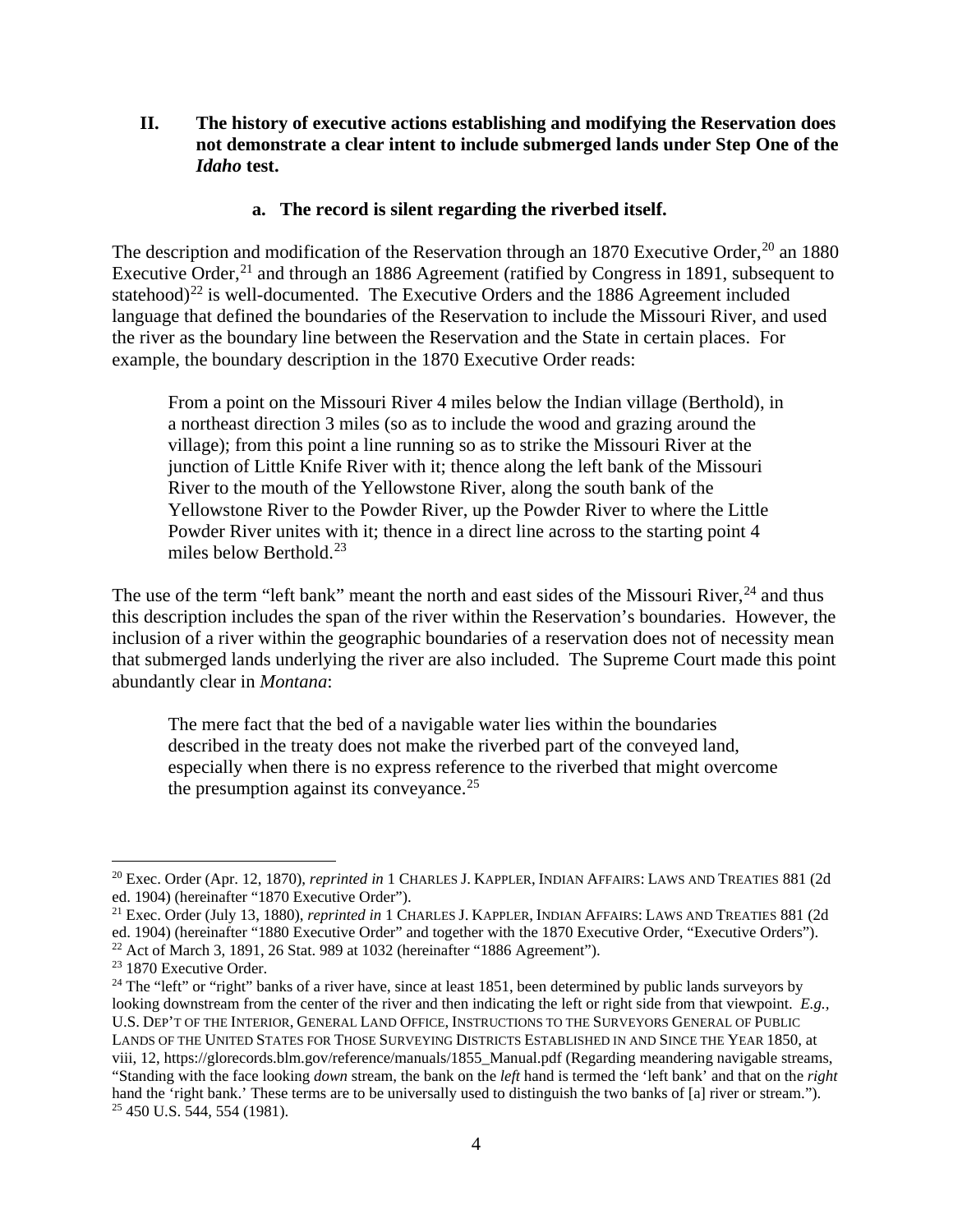## II. The history of executive actions establishing and modifying the Reservation does not demonstrate a clear intent to include submerged lands under Step One of the *Idaho* test.

### a. The record is silent regarding the riverbed itself.

The description and modification of the Reservation through an 1870 Executive Order,[20] an 1880 Executive Order,[21] and through an 1886 Agreement (ratified by Congress in 1891, subsequent to statehood)[22] is well-documented. The Executive Orders and the 1886 Agreement included language that defined the boundaries of the Reservation to include the Missouri River, and used the river as the boundary line between the Reservation and the State in certain places. For example, the boundary description in the 1870 Executive Order reads:

> From a point on the Missouri River 4 miles below the Indian village (Berthold), in a northeast direction 3 miles (so as to include the wood and grazing around the village); from this point a line running so as to strike the Missouri River at the junction of Little Knife River with it; thence along the left bank of the Missouri River to the mouth of the Yellowstone River, along the south bank of the Yellowstone River to the Powder River, up the Powder River to where the Little Powder River unites with it; thence in a direct line across to the starting point 4 miles below Berthold.[23]

The use of the term "left bank" meant the north and east sides of the Missouri River,[24] and thus this description includes the span of the river within the Reservation's boundaries. However, the inclusion of a river within the geographic boundaries of a reservation does not of necessity mean that submerged lands underlying the river are also included. The Supreme Court made this point abundantly clear in *Montana*:

> The mere fact that the bed of a navigable water lies within the boundaries described in the treaty does not make the riverbed part of the conveyed land, especially when there is no express reference to the riverbed that might overcome the presumption against its conveyance.[25]

---

[20] Exec. Order (Apr. 12, 1870), *reprinted in* 1 CHARLES J. KAPPLER, INDIAN AFFAIRS: LAWS AND TREATIES 881 (2d ed. 1904) (hereinafter "1870 Executive Order").

[21] Exec. Order (July 13, 1880), *reprinted in* 1 CHARLES J. KAPPLER, INDIAN AFFAIRS: LAWS AND TREATIES 881 (2d ed. 1904) (hereinafter "1880 Executive Order" and together with the 1870 Executive Order, "Executive Orders").

[22] Act of March 3, 1891, 26 Stat. 989 at 1032 (hereinafter "1886 Agreement").

[23] 1870 Executive Order.

[24] The "left" or "right" banks of a river have, since at least 1851, been determined by public lands surveyors by looking downstream from the center of the river and then indicating the left or right side from that viewpoint. *E.g.*, U.S. DEP'T OF THE INTERIOR, GENERAL LAND OFFICE, INSTRUCTIONS TO THE SURVEYORS GENERAL OF PUBLIC LANDS OF THE UNITED STATES FOR THOSE SURVEYING DISTRICTS ESTABLISHED IN AND SINCE THE YEAR 1850, at viii, 12, https://glorecords.blm.gov/reference/manuals/1855_Manual.pdf (Regarding meandering navigable streams, "Standing with the face looking *down* stream, the bank on the *left* hand is termed the 'left bank' and that on the *right* hand the 'right bank.' These terms are to be universally used to distinguish the two banks of [a] river or stream.").

[25] 450 U.S. 544, 554 (1981).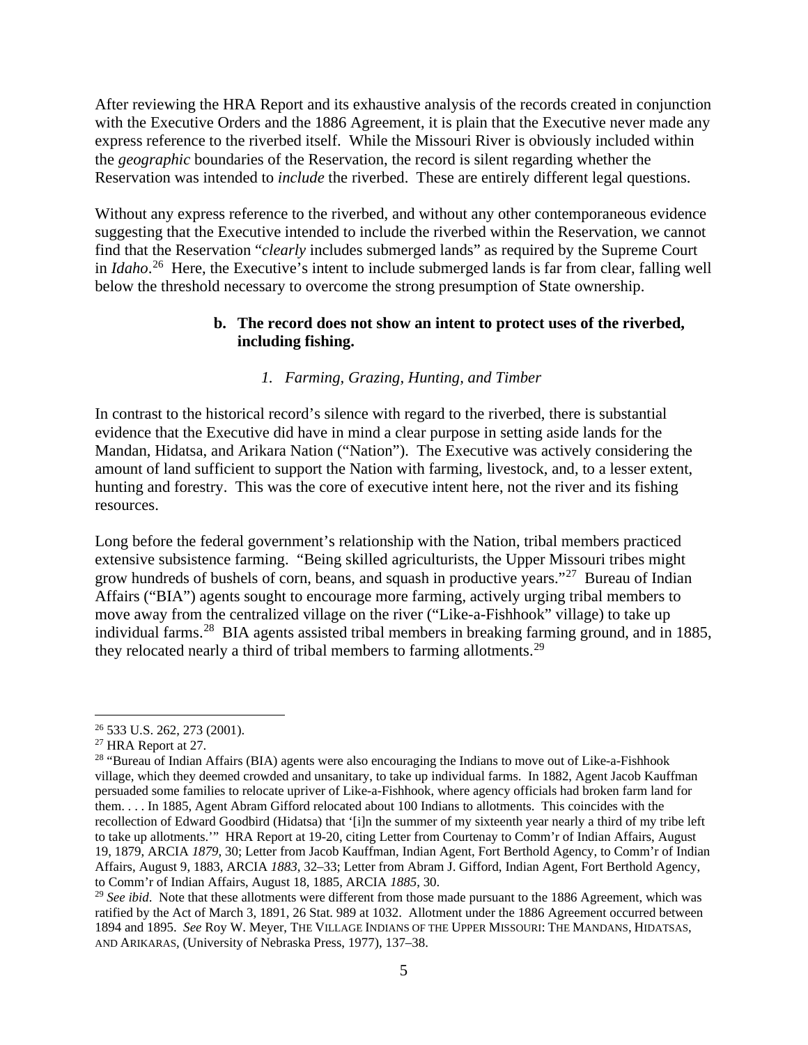After reviewing the HRA Report and its exhaustive analysis of the records created in conjunction with the Executive Orders and the 1886 Agreement, it is plain that the Executive never made any express reference to the riverbed itself. While the Missouri River is obviously included within the *geographic* boundaries of the Reservation, the record is silent regarding whether the Reservation was intended to *include* the riverbed. These are entirely different legal questions.

Without any express reference to the riverbed, and without any other contemporaneous evidence suggesting that the Executive intended to include the riverbed within the Reservation, we cannot find that the Reservation "*clearly* includes submerged lands" as required by the Supreme Court in *Idaho*.[26] Here, the Executive's intent to include submerged lands is far from clear, falling well below the threshold necessary to overcome the strong presumption of State ownership.

**b. The record does not show an intent to protect uses of the riverbed, including fishing.**

*1. Farming, Grazing, Hunting, and Timber*

In contrast to the historical record's silence with regard to the riverbed, there is substantial evidence that the Executive did have in mind a clear purpose in setting aside lands for the Mandan, Hidatsa, and Arikara Nation ("Nation"). The Executive was actively considering the amount of land sufficient to support the Nation with farming, livestock, and, to a lesser extent, hunting and forestry. This was the core of executive intent here, not the river and its fishing resources.

Long before the federal government's relationship with the Nation, tribal members practiced extensive subsistence farming. "Being skilled agriculturists, the Upper Missouri tribes might grow hundreds of bushels of corn, beans, and squash in productive years."[27] Bureau of Indian Affairs ("BIA") agents sought to encourage more farming, actively urging tribal members to move away from the centralized village on the river ("Like-a-Fishhook" village) to take up individual farms.[28] BIA agents assisted tribal members in breaking farming ground, and in 1885, they relocated nearly a third of tribal members to farming allotments.[29]

---

[26] 533 U.S. 262, 273 (2001).

[27] HRA Report at 27.

[28] "Bureau of Indian Affairs (BIA) agents were also encouraging the Indians to move out of Like-a-Fishhook village, which they deemed crowded and unsanitary, to take up individual farms. In 1882, Agent Jacob Kauffman persuaded some families to relocate upriver of Like-a-Fishhook, where agency officials had broken farm land for them. . . . In 1885, Agent Abram Gifford relocated about 100 Indians to allotments. This coincides with the recollection of Edward Goodbird (Hidatsa) that '[i]n the summer of my sixteenth year nearly a third of my tribe left to take up allotments.'" HRA Report at 19-20, citing Letter from Courtenay to Comm'r of Indian Affairs, August 19, 1879, ARCIA *1879*, 30; Letter from Jacob Kauffman, Indian Agent, Fort Berthold Agency, to Comm'r of Indian Affairs, August 9, 1883, ARCIA *1883*, 32–33; Letter from Abram J. Gifford, Indian Agent, Fort Berthold Agency, to Comm'r of Indian Affairs, August 18, 1885, ARCIA *1885*, 30.

[29] *See ibid*. Note that these allotments were different from those made pursuant to the 1886 Agreement, which was ratified by the Act of March 3, 1891, 26 Stat. 989 at 1032. Allotment under the 1886 Agreement occurred between 1894 and 1895. *See* Roy W. Meyer, THE VILLAGE INDIANS OF THE UPPER MISSOURI: THE MANDANS, HIDATSAS, AND ARIKARAS, (University of Nebraska Press, 1977), 137–38.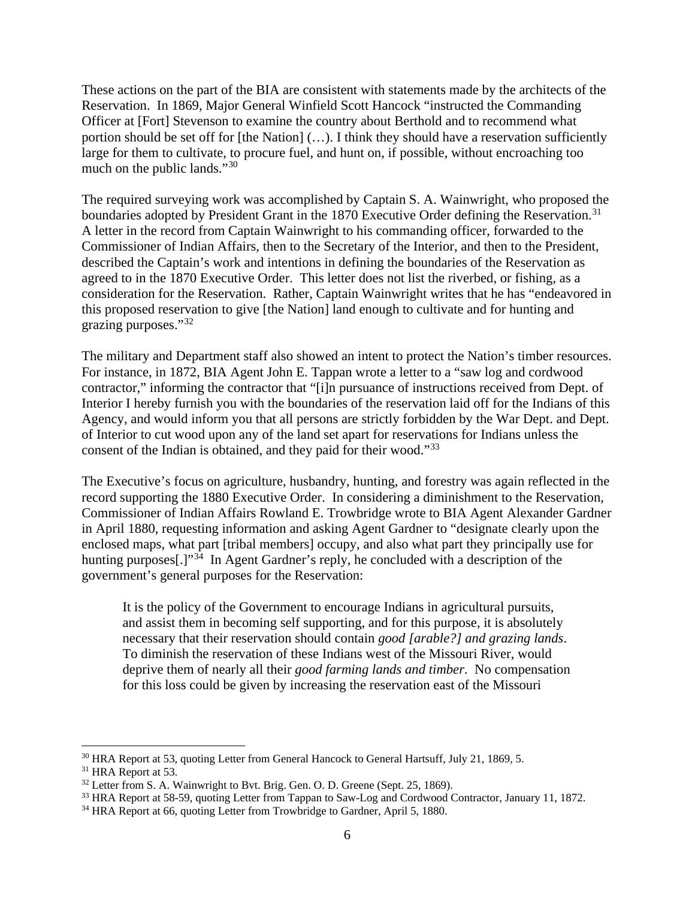These actions on the part of the BIA are consistent with statements made by the architects of the Reservation. In 1869, Major General Winfield Scott Hancock "instructed the Commanding Officer at [Fort] Stevenson to examine the country about Berthold and to recommend what portion should be set off for [the Nation] (…). I think they should have a reservation sufficiently large for them to cultivate, to procure fuel, and hunt on, if possible, without encroaching too much on the public lands."[30]

The required surveying work was accomplished by Captain S. A. Wainwright, who proposed the boundaries adopted by President Grant in the 1870 Executive Order defining the Reservation.[31] A letter in the record from Captain Wainwright to his commanding officer, forwarded to the Commissioner of Indian Affairs, then to the Secretary of the Interior, and then to the President, described the Captain's work and intentions in defining the boundaries of the Reservation as agreed to in the 1870 Executive Order. This letter does not list the riverbed, or fishing, as a consideration for the Reservation. Rather, Captain Wainwright writes that he has "endeavored in this proposed reservation to give [the Nation] land enough to cultivate and for hunting and grazing purposes."[32]

The military and Department staff also showed an intent to protect the Nation's timber resources. For instance, in 1872, BIA Agent John E. Tappan wrote a letter to a "saw log and cordwood contractor," informing the contractor that "[i]n pursuance of instructions received from Dept. of Interior I hereby furnish you with the boundaries of the reservation laid off for the Indians of this Agency, and would inform you that all persons are strictly forbidden by the War Dept. and Dept. of Interior to cut wood upon any of the land set apart for reservations for Indians unless the consent of the Indian is obtained, and they paid for their wood."[33]

The Executive's focus on agriculture, husbandry, hunting, and forestry was again reflected in the record supporting the 1880 Executive Order. In considering a diminishment to the Reservation, Commissioner of Indian Affairs Rowland E. Trowbridge wrote to BIA Agent Alexander Gardner in April 1880, requesting information and asking Agent Gardner to "designate clearly upon the enclosed maps, what part [tribal members] occupy, and also what part they principally use for hunting purposes[.]"[34] In Agent Gardner's reply, he concluded with a description of the government's general purposes for the Reservation:

> It is the policy of the Government to encourage Indians in agricultural pursuits, and assist them in becoming self supporting, and for this purpose, it is absolutely necessary that their reservation should contain *good [arable?] and grazing lands*. To diminish the reservation of these Indians west of the Missouri River, would deprive them of nearly all their *good farming lands and timber*. No compensation for this loss could be given by increasing the reservation east of the Missouri

---

[30] HRA Report at 53, quoting Letter from General Hancock to General Hartsuff, July 21, 1869, 5.

[31] HRA Report at 53.

[32] Letter from S. A. Wainwright to Bvt. Brig. Gen. O. D. Greene (Sept. 25, 1869).

[33] HRA Report at 58-59, quoting Letter from Tappan to Saw-Log and Cordwood Contractor, January 11, 1872.

[34] HRA Report at 66, quoting Letter from Trowbridge to Gardner, April 5, 1880.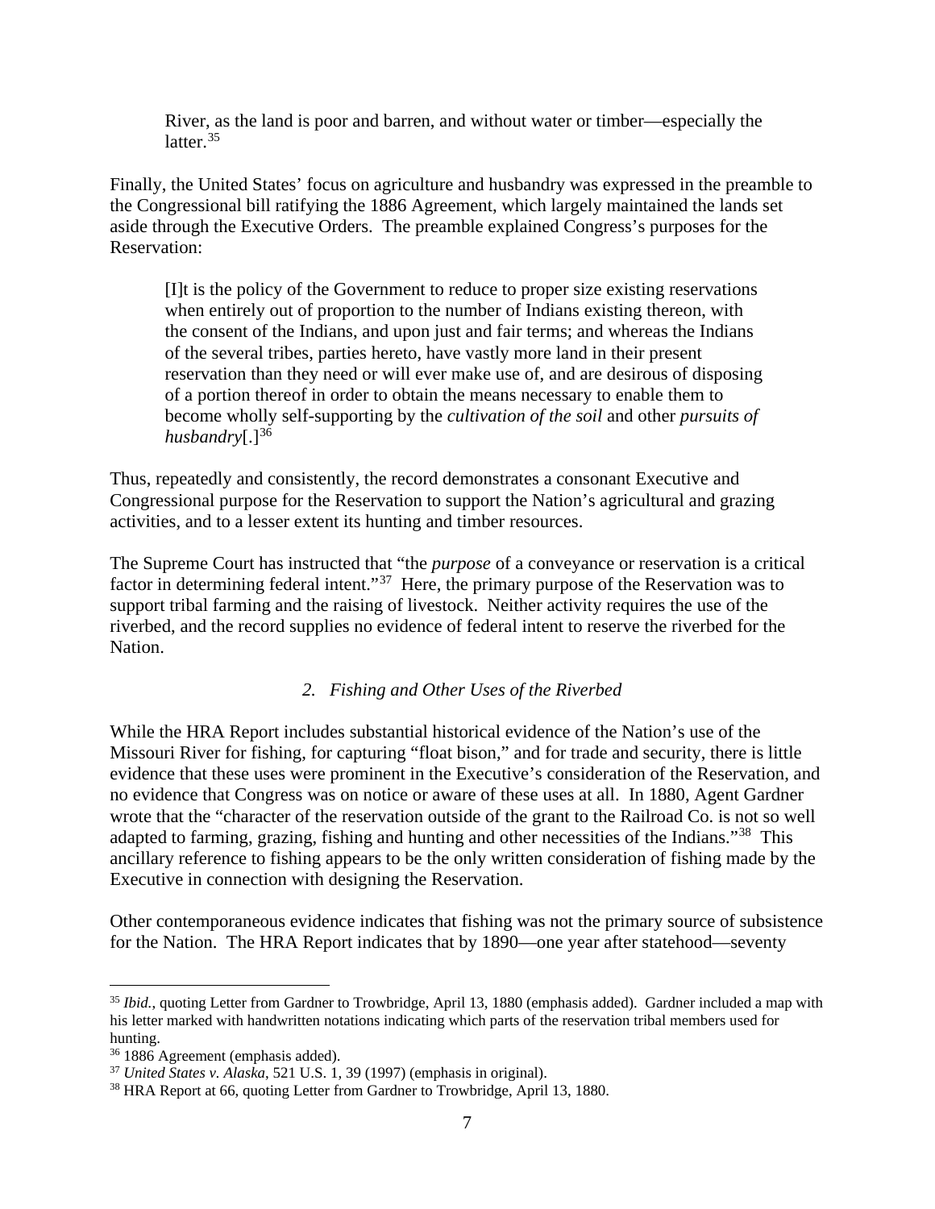> River, as the land is poor and barren, and without water or timber—especially the latter.[35]

Finally, the United States' focus on agriculture and husbandry was expressed in the preamble to the Congressional bill ratifying the 1886 Agreement, which largely maintained the lands set aside through the Executive Orders. The preamble explained Congress's purposes for the Reservation:

> [I]t is the policy of the Government to reduce to proper size existing reservations when entirely out of proportion to the number of Indians existing thereon, with the consent of the Indians, and upon just and fair terms; and whereas the Indians of the several tribes, parties hereto, have vastly more land in their present reservation than they need or will ever make use of, and are desirous of disposing of a portion thereof in order to obtain the means necessary to enable them to become wholly self-supporting by the *cultivation of the soil* and other *pursuits of husbandry*[.][36]

Thus, repeatedly and consistently, the record demonstrates a consonant Executive and Congressional purpose for the Reservation to support the Nation's agricultural and grazing activities, and to a lesser extent its hunting and timber resources.

The Supreme Court has instructed that "the *purpose* of a conveyance or reservation is a critical factor in determining federal intent."[37] Here, the primary purpose of the Reservation was to support tribal farming and the raising of livestock. Neither activity requires the use of the riverbed, and the record supplies no evidence of federal intent to reserve the riverbed for the Nation.

### *2. Fishing and Other Uses of the Riverbed*

While the HRA Report includes substantial historical evidence of the Nation's use of the Missouri River for fishing, for capturing "float bison," and for trade and security, there is little evidence that these uses were prominent in the Executive's consideration of the Reservation, and no evidence that Congress was on notice or aware of these uses at all. In 1880, Agent Gardner wrote that the "character of the reservation outside of the grant to the Railroad Co. is not so well adapted to farming, grazing, fishing and hunting and other necessities of the Indians."[38] This ancillary reference to fishing appears to be the only written consideration of fishing made by the Executive in connection with designing the Reservation.

Other contemporaneous evidence indicates that fishing was not the primary source of subsistence for the Nation. The HRA Report indicates that by 1890—one year after statehood—seventy

---

[35] *Ibid.*, quoting Letter from Gardner to Trowbridge, April 13, 1880 (emphasis added). Gardner included a map with his letter marked with handwritten notations indicating which parts of the reservation tribal members used for hunting.

[36] 1886 Agreement (emphasis added).

[37] *United States v. Alaska*, 521 U.S. 1, 39 (1997) (emphasis in original).

[38] HRA Report at 66, quoting Letter from Gardner to Trowbridge, April 13, 1880.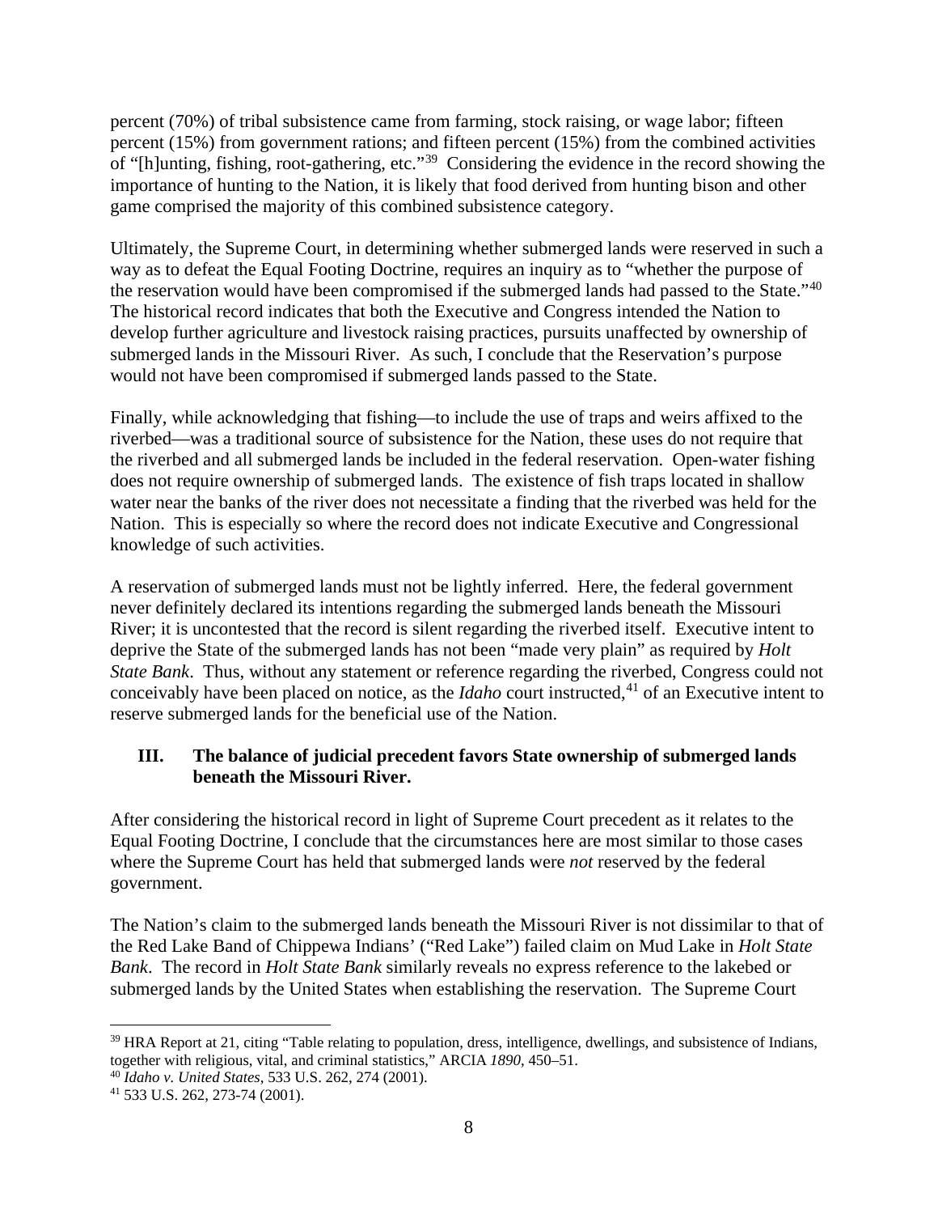percent (70%) of tribal subsistence came from farming, stock raising, or wage labor; fifteen percent (15%) from government rations; and fifteen percent (15%) from the combined activities of "[h]unting, fishing, root-gathering, etc."[39] Considering the evidence in the record showing the importance of hunting to the Nation, it is likely that food derived from hunting bison and other game comprised the majority of this combined subsistence category.

Ultimately, the Supreme Court, in determining whether submerged lands were reserved in such a way as to defeat the Equal Footing Doctrine, requires an inquiry as to "whether the purpose of the reservation would have been compromised if the submerged lands had passed to the State."[40] The historical record indicates that both the Executive and Congress intended the Nation to develop further agriculture and livestock raising practices, pursuits unaffected by ownership of submerged lands in the Missouri River. As such, I conclude that the Reservation's purpose would not have been compromised if submerged lands passed to the State.

Finally, while acknowledging that fishing—to include the use of traps and weirs affixed to the riverbed—was a traditional source of subsistence for the Nation, these uses do not require that the riverbed and all submerged lands be included in the federal reservation. Open-water fishing does not require ownership of submerged lands. The existence of fish traps located in shallow water near the banks of the river does not necessitate a finding that the riverbed was held for the Nation. This is especially so where the record does not indicate Executive and Congressional knowledge of such activities.

A reservation of submerged lands must not be lightly inferred. Here, the federal government never definitely declared its intentions regarding the submerged lands beneath the Missouri River; it is uncontested that the record is silent regarding the riverbed itself. Executive intent to deprive the State of the submerged lands has not been "made very plain" as required by *Holt State Bank*. Thus, without any statement or reference regarding the riverbed, Congress could not conceivably have been placed on notice, as the *Idaho* court instructed,[41] of an Executive intent to reserve submerged lands for the beneficial use of the Nation.

### III. The balance of judicial precedent favors State ownership of submerged lands beneath the Missouri River.

After considering the historical record in light of Supreme Court precedent as it relates to the Equal Footing Doctrine, I conclude that the circumstances here are most similar to those cases where the Supreme Court has held that submerged lands were *not* reserved by the federal government.

The Nation's claim to the submerged lands beneath the Missouri River is not dissimilar to that of the Red Lake Band of Chippewa Indians' ("Red Lake") failed claim on Mud Lake in *Holt State Bank*. The record in *Holt State Bank* similarly reveals no express reference to the lakebed or submerged lands by the United States when establishing the reservation. The Supreme Court

---

[39] HRA Report at 21, citing "Table relating to population, dress, intelligence, dwellings, and subsistence of Indians, together with religious, vital, and criminal statistics," ARCIA *1890*, 450–51.

[40] *Idaho v. United States*, 533 U.S. 262, 274 (2001).

[41] 533 U.S. 262, 273-74 (2001).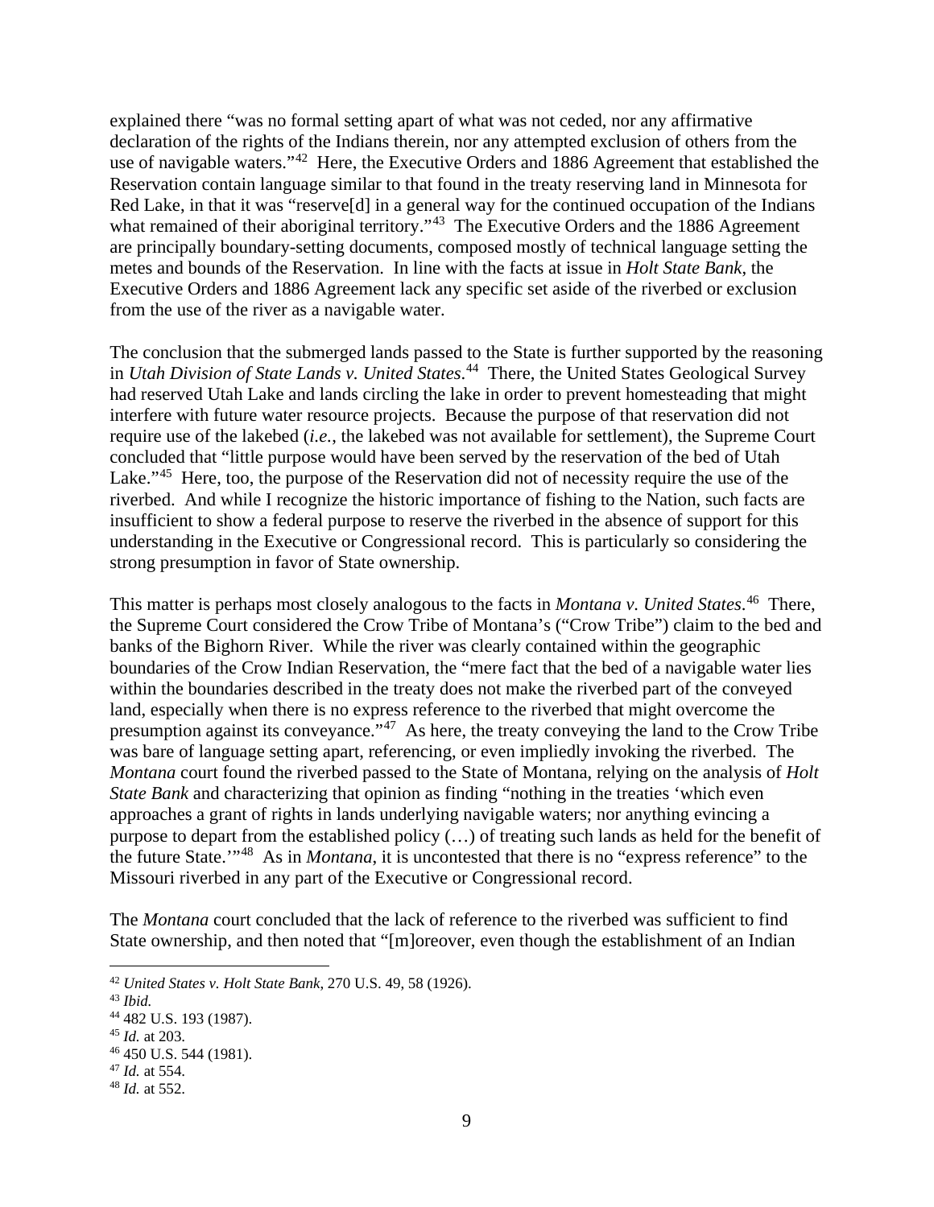explained there "was no formal setting apart of what was not ceded, nor any affirmative declaration of the rights of the Indians therein, nor any attempted exclusion of others from the use of navigable waters."[42] Here, the Executive Orders and 1886 Agreement that established the Reservation contain language similar to that found in the treaty reserving land in Minnesota for Red Lake, in that it was "reserve[d] in a general way for the continued occupation of the Indians what remained of their aboriginal territory."[43] The Executive Orders and the 1886 Agreement are principally boundary-setting documents, composed mostly of technical language setting the metes and bounds of the Reservation. In line with the facts at issue in *Holt State Bank*, the Executive Orders and 1886 Agreement lack any specific set aside of the riverbed or exclusion from the use of the river as a navigable water.

The conclusion that the submerged lands passed to the State is further supported by the reasoning in *Utah Division of State Lands v. United States*.[44] There, the United States Geological Survey had reserved Utah Lake and lands circling the lake in order to prevent homesteading that might interfere with future water resource projects. Because the purpose of that reservation did not require use of the lakebed (*i.e.*, the lakebed was not available for settlement), the Supreme Court concluded that "little purpose would have been served by the reservation of the bed of Utah Lake."[45] Here, too, the purpose of the Reservation did not of necessity require the use of the riverbed. And while I recognize the historic importance of fishing to the Nation, such facts are insufficient to show a federal purpose to reserve the riverbed in the absence of support for this understanding in the Executive or Congressional record. This is particularly so considering the strong presumption in favor of State ownership.

This matter is perhaps most closely analogous to the facts in *Montana v. United States*.[46] There, the Supreme Court considered the Crow Tribe of Montana's ("Crow Tribe") claim to the bed and banks of the Bighorn River. While the river was clearly contained within the geographic boundaries of the Crow Indian Reservation, the "mere fact that the bed of a navigable water lies within the boundaries described in the treaty does not make the riverbed part of the conveyed land, especially when there is no express reference to the riverbed that might overcome the presumption against its conveyance."[47] As here, the treaty conveying the land to the Crow Tribe was bare of language setting apart, referencing, or even impliedly invoking the riverbed. The *Montana* court found the riverbed passed to the State of Montana, relying on the analysis of *Holt State Bank* and characterizing that opinion as finding "nothing in the treaties 'which even approaches a grant of rights in lands underlying navigable waters; nor anything evincing a purpose to depart from the established policy (…) of treating such lands as held for the benefit of the future State.'"[48] As in *Montana*, it is uncontested that there is no "express reference" to the Missouri riverbed in any part of the Executive or Congressional record.

The *Montana* court concluded that the lack of reference to the riverbed was sufficient to find State ownership, and then noted that "[m]oreover, even though the establishment of an Indian

---

[42] *United States v. Holt State Bank*, 270 U.S. 49, 58 (1926).
[43] *Ibid.*
[44] 482 U.S. 193 (1987).
[45] *Id.* at 203.
[46] 450 U.S. 544 (1981).
[47] *Id.* at 554.
[48] *Id.* at 552.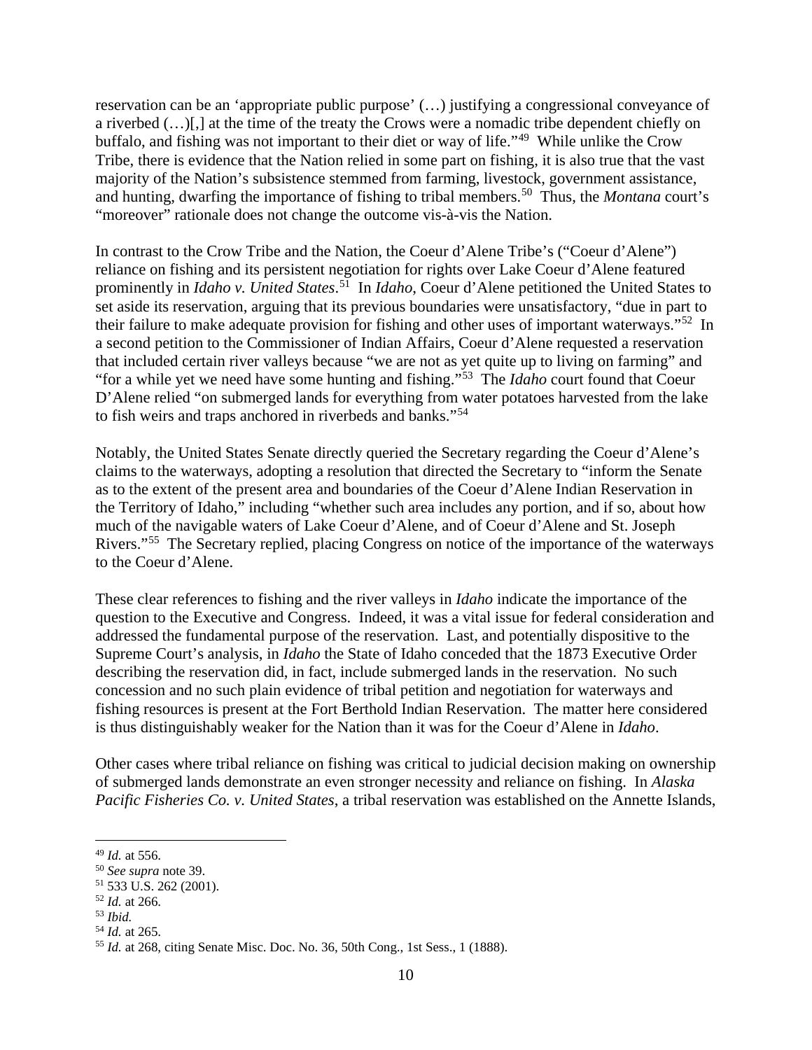reservation can be an 'appropriate public purpose' (…) justifying a congressional conveyance of a riverbed (…)[,] at the time of the treaty the Crows were a nomadic tribe dependent chiefly on buffalo, and fishing was not important to their diet or way of life."[49] While unlike the Crow Tribe, there is evidence that the Nation relied in some part on fishing, it is also true that the vast majority of the Nation's subsistence stemmed from farming, livestock, government assistance, and hunting, dwarfing the importance of fishing to tribal members.[50] Thus, the *Montana* court's "moreover" rationale does not change the outcome vis-à-vis the Nation.

In contrast to the Crow Tribe and the Nation, the Coeur d'Alene Tribe's ("Coeur d'Alene") reliance on fishing and its persistent negotiation for rights over Lake Coeur d'Alene featured prominently in *Idaho v. United States*.[51] In *Idaho*, Coeur d'Alene petitioned the United States to set aside its reservation, arguing that its previous boundaries were unsatisfactory, "due in part to their failure to make adequate provision for fishing and other uses of important waterways."[52] In a second petition to the Commissioner of Indian Affairs, Coeur d'Alene requested a reservation that included certain river valleys because "we are not as yet quite up to living on farming" and "for a while yet we need have some hunting and fishing."[53] The *Idaho* court found that Coeur D'Alene relied "on submerged lands for everything from water potatoes harvested from the lake to fish weirs and traps anchored in riverbeds and banks."[54]

Notably, the United States Senate directly queried the Secretary regarding the Coeur d'Alene's claims to the waterways, adopting a resolution that directed the Secretary to "inform the Senate as to the extent of the present area and boundaries of the Coeur d'Alene Indian Reservation in the Territory of Idaho," including "whether such area includes any portion, and if so, about how much of the navigable waters of Lake Coeur d'Alene, and of Coeur d'Alene and St. Joseph Rivers."[55] The Secretary replied, placing Congress on notice of the importance of the waterways to the Coeur d'Alene.

These clear references to fishing and the river valleys in *Idaho* indicate the importance of the question to the Executive and Congress. Indeed, it was a vital issue for federal consideration and addressed the fundamental purpose of the reservation. Last, and potentially dispositive to the Supreme Court's analysis, in *Idaho* the State of Idaho conceded that the 1873 Executive Order describing the reservation did, in fact, include submerged lands in the reservation. No such concession and no such plain evidence of tribal petition and negotiation for waterways and fishing resources is present at the Fort Berthold Indian Reservation. The matter here considered is thus distinguishably weaker for the Nation than it was for the Coeur d'Alene in *Idaho*.

Other cases where tribal reliance on fishing was critical to judicial decision making on ownership of submerged lands demonstrate an even stronger necessity and reliance on fishing. In *Alaska Pacific Fisheries Co. v. United States*, a tribal reservation was established on the Annette Islands,

---

[49] *Id.* at 556.

[50] *See supra* note 39.

[51] 533 U.S. 262 (2001).

[52] *Id.* at 266.

[53] *Ibid.*

[54] *Id.* at 265.

[55] *Id.* at 268, citing Senate Misc. Doc. No. 36, 50th Cong., 1st Sess., 1 (1888).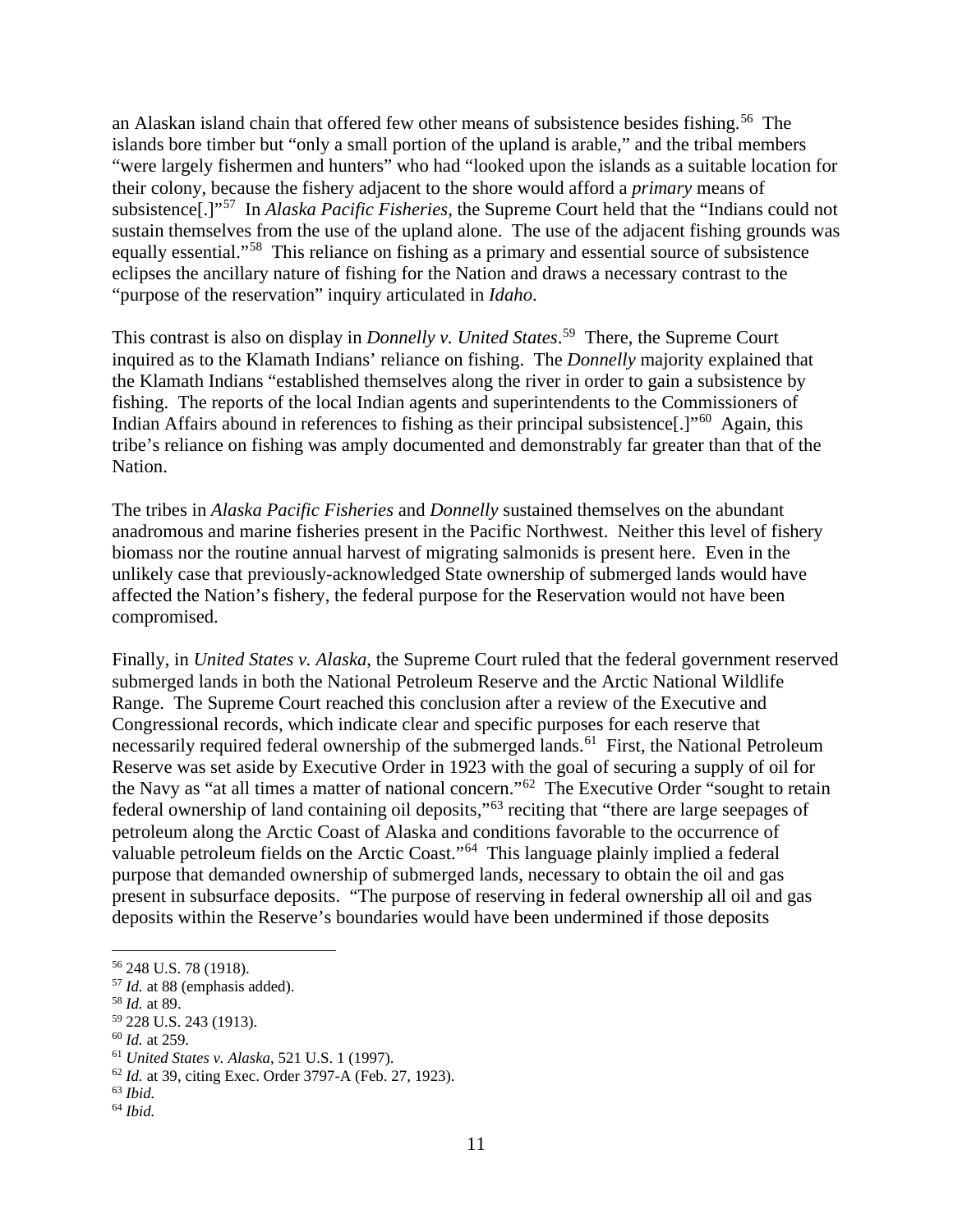an Alaskan island chain that offered few other means of subsistence besides fishing.[56] The islands bore timber but "only a small portion of the upland is arable," and the tribal members "were largely fishermen and hunters" who had "looked upon the islands as a suitable location for their colony, because the fishery adjacent to the shore would afford a *primary* means of subsistence[.]"[57] In *Alaska Pacific Fisheries*, the Supreme Court held that the "Indians could not sustain themselves from the use of the upland alone. The use of the adjacent fishing grounds was equally essential."[58] This reliance on fishing as a primary and essential source of subsistence eclipses the ancillary nature of fishing for the Nation and draws a necessary contrast to the "purpose of the reservation" inquiry articulated in *Idaho*.

This contrast is also on display in *Donnelly v. United States*.[59] There, the Supreme Court inquired as to the Klamath Indians' reliance on fishing. The *Donnelly* majority explained that the Klamath Indians "established themselves along the river in order to gain a subsistence by fishing. The reports of the local Indian agents and superintendents to the Commissioners of Indian Affairs abound in references to fishing as their principal subsistence[.]"[60] Again, this tribe's reliance on fishing was amply documented and demonstrably far greater than that of the Nation.

The tribes in *Alaska Pacific Fisheries* and *Donnelly* sustained themselves on the abundant anadromous and marine fisheries present in the Pacific Northwest. Neither this level of fishery biomass nor the routine annual harvest of migrating salmonids is present here. Even in the unlikely case that previously-acknowledged State ownership of submerged lands would have affected the Nation's fishery, the federal purpose for the Reservation would not have been compromised.

Finally, in *United States v. Alaska*, the Supreme Court ruled that the federal government reserved submerged lands in both the National Petroleum Reserve and the Arctic National Wildlife Range. The Supreme Court reached this conclusion after a review of the Executive and Congressional records, which indicate clear and specific purposes for each reserve that necessarily required federal ownership of the submerged lands.[61] First, the National Petroleum Reserve was set aside by Executive Order in 1923 with the goal of securing a supply of oil for the Navy as "at all times a matter of national concern."[62] The Executive Order "sought to retain federal ownership of land containing oil deposits,"[63] reciting that "there are large seepages of petroleum along the Arctic Coast of Alaska and conditions favorable to the occurrence of valuable petroleum fields on the Arctic Coast."[64] This language plainly implied a federal purpose that demanded ownership of submerged lands, necessary to obtain the oil and gas present in subsurface deposits. "The purpose of reserving in federal ownership all oil and gas deposits within the Reserve's boundaries would have been undermined if those deposits

---

[56] 248 U.S. 78 (1918).
[57] *Id.* at 88 (emphasis added).
[58] *Id.* at 89.
[59] 228 U.S. 243 (1913).
[60] *Id.* at 259.
[61] *United States v. Alaska*, 521 U.S. 1 (1997).
[62] *Id.* at 39, citing Exec. Order 3797-A (Feb. 27, 1923).
[63] *Ibid.*
[64] *Ibid.*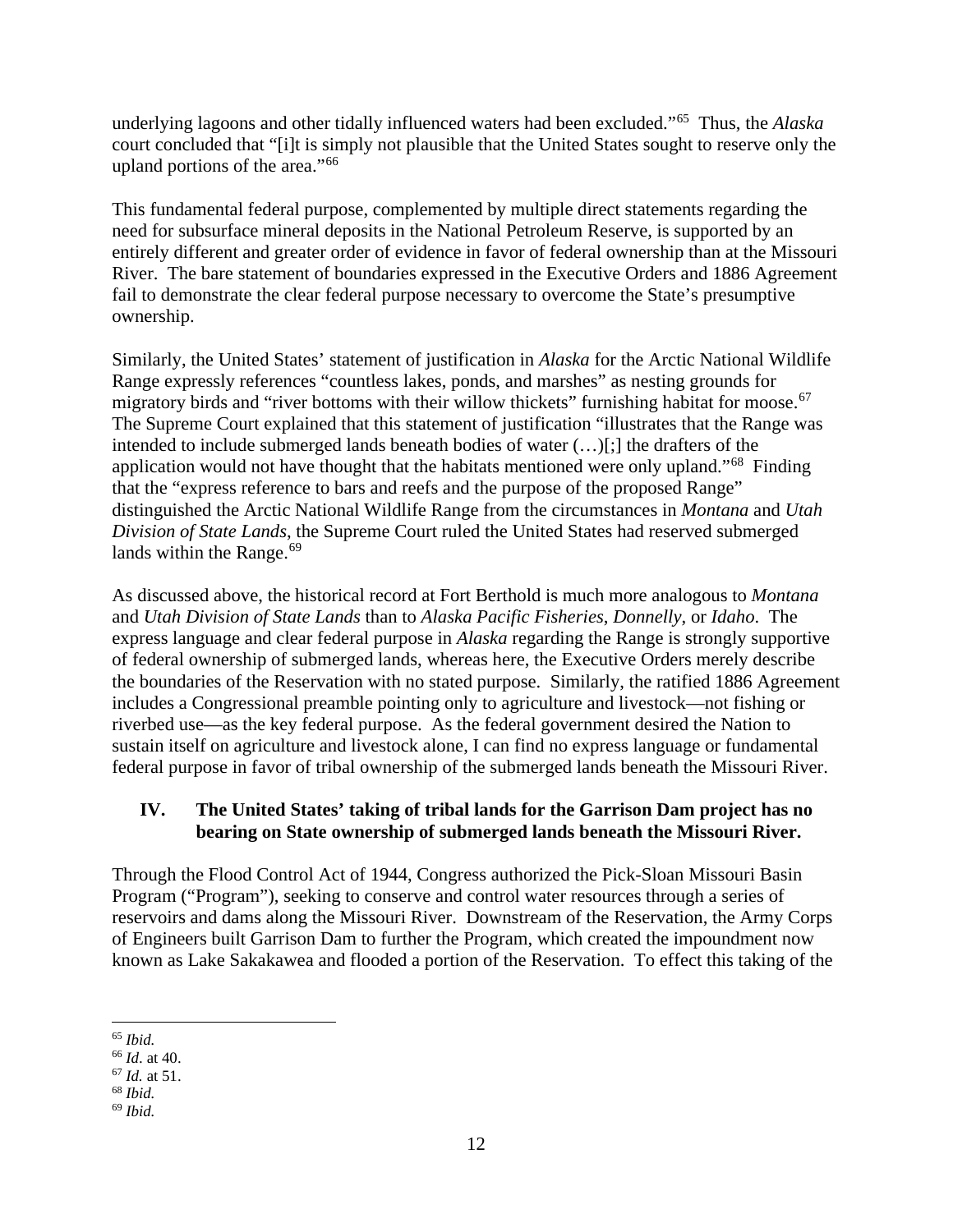underlying lagoons and other tidally influenced waters had been excluded."[65] Thus, the *Alaska* court concluded that "[i]t is simply not plausible that the United States sought to reserve only the upland portions of the area."[66]

This fundamental federal purpose, complemented by multiple direct statements regarding the need for subsurface mineral deposits in the National Petroleum Reserve, is supported by an entirely different and greater order of evidence in favor of federal ownership than at the Missouri River. The bare statement of boundaries expressed in the Executive Orders and 1886 Agreement fail to demonstrate the clear federal purpose necessary to overcome the State's presumptive ownership.

Similarly, the United States' statement of justification in *Alaska* for the Arctic National Wildlife Range expressly references "countless lakes, ponds, and marshes" as nesting grounds for migratory birds and "river bottoms with their willow thickets" furnishing habitat for moose.[67] The Supreme Court explained that this statement of justification "illustrates that the Range was intended to include submerged lands beneath bodies of water (…)[;] the drafters of the application would not have thought that the habitats mentioned were only upland."[68] Finding that the "express reference to bars and reefs and the purpose of the proposed Range" distinguished the Arctic National Wildlife Range from the circumstances in *Montana* and *Utah Division of State Lands*, the Supreme Court ruled the United States had reserved submerged lands within the Range.[69]

As discussed above, the historical record at Fort Berthold is much more analogous to *Montana* and *Utah Division of State Lands* than to *Alaska Pacific Fisheries*, *Donnelly*, or *Idaho*. The express language and clear federal purpose in *Alaska* regarding the Range is strongly supportive of federal ownership of submerged lands, whereas here, the Executive Orders merely describe the boundaries of the Reservation with no stated purpose. Similarly, the ratified 1886 Agreement includes a Congressional preamble pointing only to agriculture and livestock—not fishing or riverbed use—as the key federal purpose. As the federal government desired the Nation to sustain itself on agriculture and livestock alone, I can find no express language or fundamental federal purpose in favor of tribal ownership of the submerged lands beneath the Missouri River.

## IV. The United States' taking of tribal lands for the Garrison Dam project has no bearing on State ownership of submerged lands beneath the Missouri River.

Through the Flood Control Act of 1944, Congress authorized the Pick-Sloan Missouri Basin Program ("Program"), seeking to conserve and control water resources through a series of reservoirs and dams along the Missouri River. Downstream of the Reservation, the Army Corps of Engineers built Garrison Dam to further the Program, which created the impoundment now known as Lake Sakakawea and flooded a portion of the Reservation. To effect this taking of the

---

[65] *Ibid.*
[66] *Id.* at 40.
[67] *Id.* at 51.
[68] *Ibid.*
[69] *Ibid.*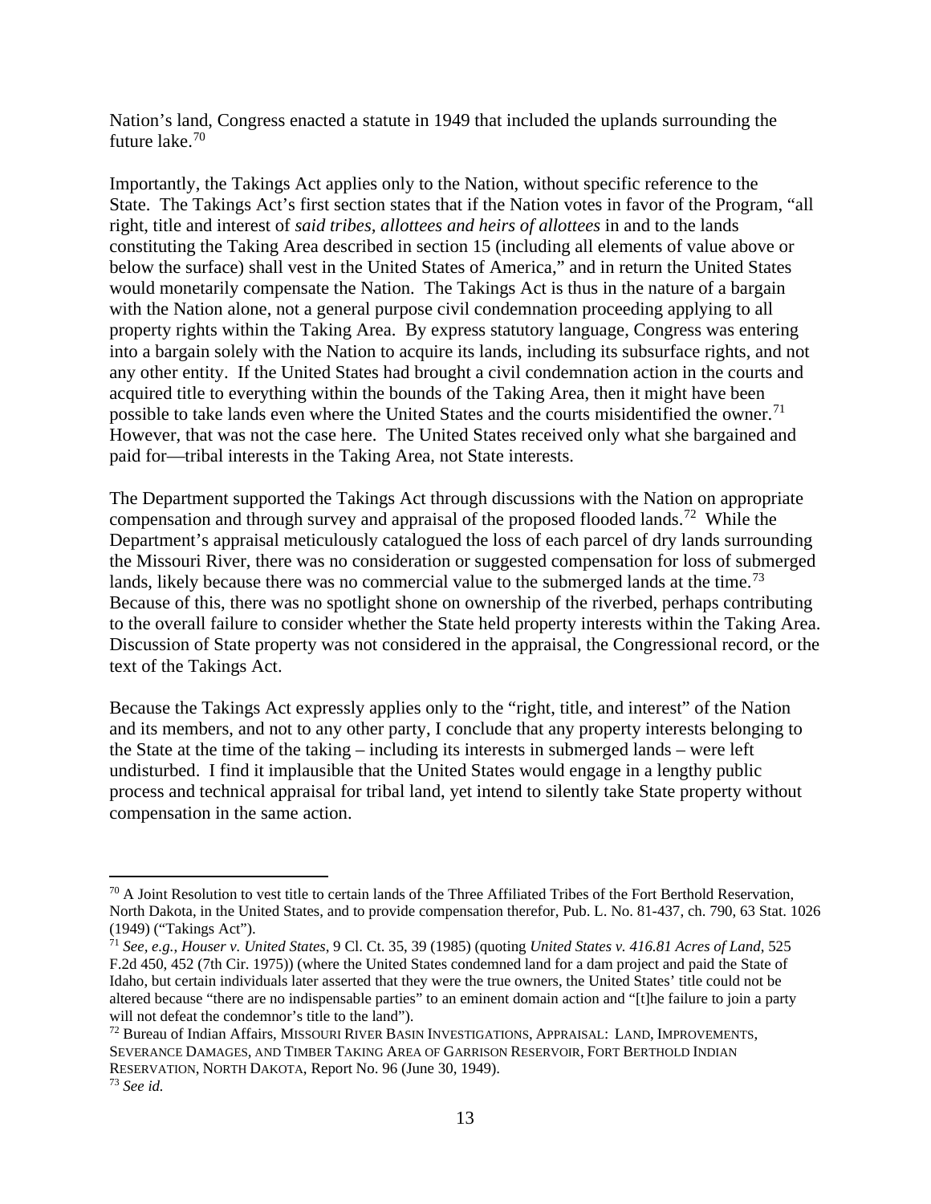Nation's land, Congress enacted a statute in 1949 that included the uplands surrounding the future lake.[70]

Importantly, the Takings Act applies only to the Nation, without specific reference to the State. The Takings Act's first section states that if the Nation votes in favor of the Program, "all right, title and interest of *said tribes, allottees and heirs of allottees* in and to the lands constituting the Taking Area described in section 15 (including all elements of value above or below the surface) shall vest in the United States of America," and in return the United States would monetarily compensate the Nation. The Takings Act is thus in the nature of a bargain with the Nation alone, not a general purpose civil condemnation proceeding applying to all property rights within the Taking Area. By express statutory language, Congress was entering into a bargain solely with the Nation to acquire its lands, including its subsurface rights, and not any other entity. If the United States had brought a civil condemnation action in the courts and acquired title to everything within the bounds of the Taking Area, then it might have been possible to take lands even where the United States and the courts misidentified the owner.[71] However, that was not the case here. The United States received only what she bargained and paid for—tribal interests in the Taking Area, not State interests.

The Department supported the Takings Act through discussions with the Nation on appropriate compensation and through survey and appraisal of the proposed flooded lands.[72] While the Department's appraisal meticulously catalogued the loss of each parcel of dry lands surrounding the Missouri River, there was no consideration or suggested compensation for loss of submerged lands, likely because there was no commercial value to the submerged lands at the time.[73] Because of this, there was no spotlight shone on ownership of the riverbed, perhaps contributing to the overall failure to consider whether the State held property interests within the Taking Area. Discussion of State property was not considered in the appraisal, the Congressional record, or the text of the Takings Act.

Because the Takings Act expressly applies only to the "right, title, and interest" of the Nation and its members, and not to any other party, I conclude that any property interests belonging to the State at the time of the taking – including its interests in submerged lands – were left undisturbed. I find it implausible that the United States would engage in a lengthy public process and technical appraisal for tribal land, yet intend to silently take State property without compensation in the same action.

---

[70] A Joint Resolution to vest title to certain lands of the Three Affiliated Tribes of the Fort Berthold Reservation, North Dakota, in the United States, and to provide compensation therefor, Pub. L. No. 81-437, ch. 790, 63 Stat. 1026 (1949) ("Takings Act").

[71] *See, e.g., Houser v. United States*, 9 Cl. Ct. 35, 39 (1985) (quoting *United States v. 416.81 Acres of Land*, 525 F.2d 450, 452 (7th Cir. 1975)) (where the United States condemned land for a dam project and paid the State of Idaho, but certain individuals later asserted that they were the true owners, the United States' title could not be altered because "there are no indispensable parties" to an eminent domain action and "[t]he failure to join a party will not defeat the condemnor's title to the land").

[72] Bureau of Indian Affairs, MISSOURI RIVER BASIN INVESTIGATIONS, APPRAISAL: LAND, IMPROVEMENTS, SEVERANCE DAMAGES, AND TIMBER TAKING AREA OF GARRISON RESERVOIR, FORT BERTHOLD INDIAN RESERVATION, NORTH DAKOTA, Report No. 96 (June 30, 1949).

[73] *See id.*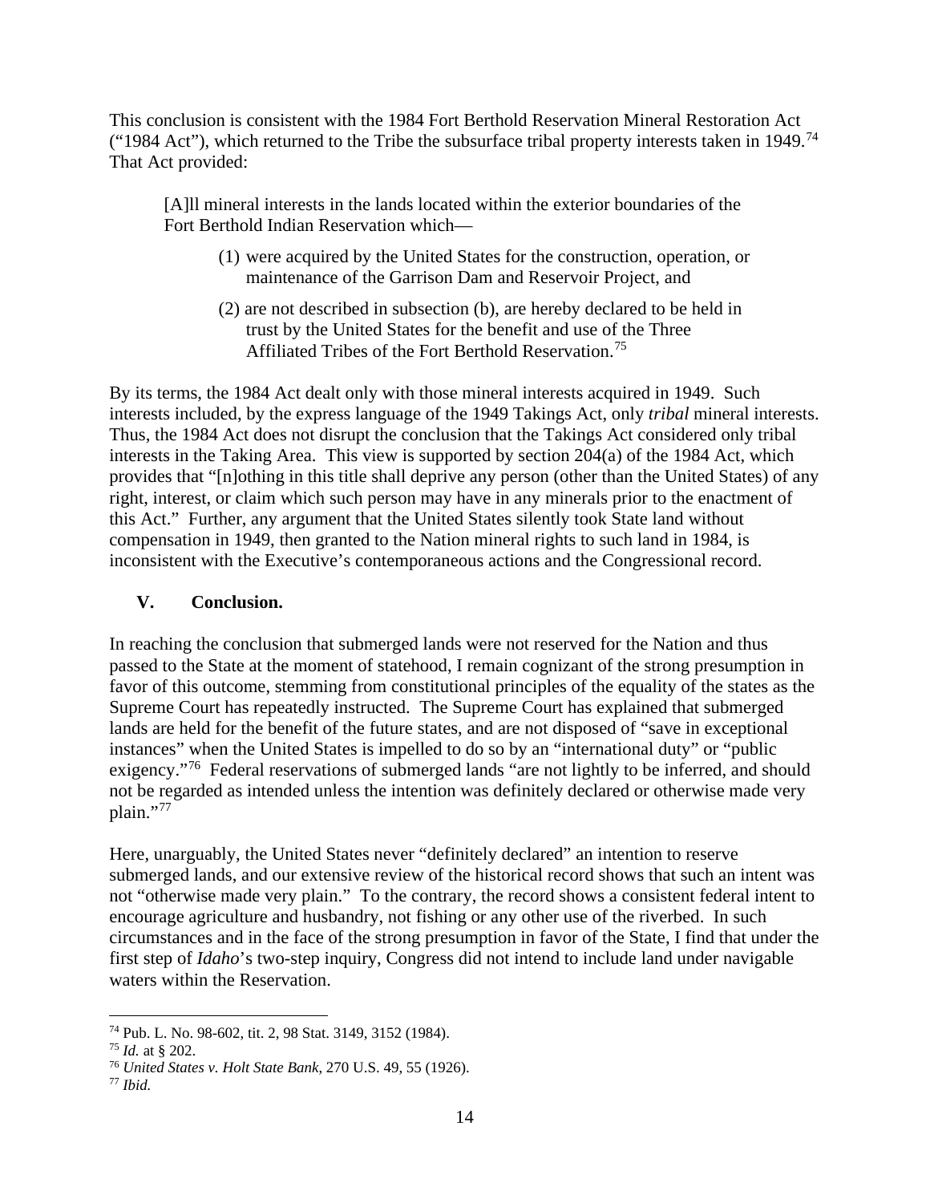This conclusion is consistent with the 1984 Fort Berthold Reservation Mineral Restoration Act ("1984 Act"), which returned to the Tribe the subsurface tribal property interests taken in 1949.[74] That Act provided:

> [A]ll mineral interests in the lands located within the exterior boundaries of the Fort Berthold Indian Reservation which—
>
> (1) were acquired by the United States for the construction, operation, or maintenance of the Garrison Dam and Reservoir Project, and
>
> (2) are not described in subsection (b), are hereby declared to be held in trust by the United States for the benefit and use of the Three Affiliated Tribes of the Fort Berthold Reservation.[75]

By its terms, the 1984 Act dealt only with those mineral interests acquired in 1949. Such interests included, by the express language of the 1949 Takings Act, only *tribal* mineral interests. Thus, the 1984 Act does not disrupt the conclusion that the Takings Act considered only tribal interests in the Taking Area. This view is supported by section 204(a) of the 1984 Act, which provides that "[n]othing in this title shall deprive any person (other than the United States) of any right, interest, or claim which such person may have in any minerals prior to the enactment of this Act." Further, any argument that the United States silently took State land without compensation in 1949, then granted to the Nation mineral rights to such land in 1984, is inconsistent with the Executive's contemporaneous actions and the Congressional record.

## V. Conclusion.

In reaching the conclusion that submerged lands were not reserved for the Nation and thus passed to the State at the moment of statehood, I remain cognizant of the strong presumption in favor of this outcome, stemming from constitutional principles of the equality of the states as the Supreme Court has repeatedly instructed. The Supreme Court has explained that submerged lands are held for the benefit of the future states, and are not disposed of "save in exceptional instances" when the United States is impelled to do so by an "international duty" or "public exigency."[76] Federal reservations of submerged lands "are not lightly to be inferred, and should not be regarded as intended unless the intention was definitely declared or otherwise made very plain."[77]

Here, unarguably, the United States never "definitely declared" an intention to reserve submerged lands, and our extensive review of the historical record shows that such an intent was not "otherwise made very plain." To the contrary, the record shows a consistent federal intent to encourage agriculture and husbandry, not fishing or any other use of the riverbed. In such circumstances and in the face of the strong presumption in favor of the State, I find that under the first step of *Idaho*'s two-step inquiry, Congress did not intend to include land under navigable waters within the Reservation.

---

[74] Pub. L. No. 98-602, tit. 2, 98 Stat. 3149, 3152 (1984).
[75] *Id.* at § 202.
[76] *United States v. Holt State Bank*, 270 U.S. 49, 55 (1926).
[77] *Ibid.*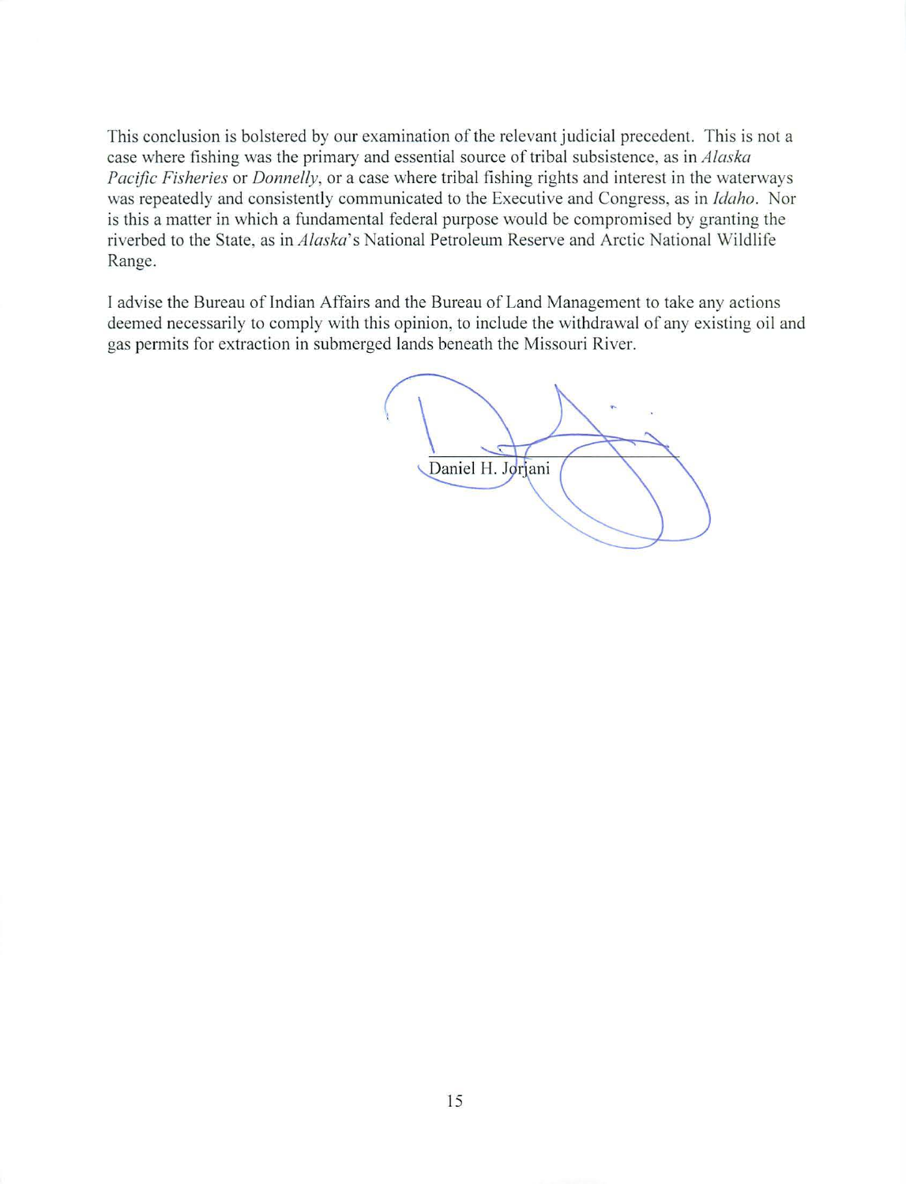This conclusion is bolstered by our examination of the relevant judicial precedent. This is not a case where fishing was the primary and essential source of tribal subsistence, as in *Alaska Pacific Fisheries* or *Donnelly*, or a case where tribal fishing rights and interest in the waterways was repeatedly and consistently communicated to the Executive and Congress, as in *Idaho*. Nor is this a matter in which a fundamental federal purpose would be compromised by granting the riverbed to the State, as in *Alaska*'s National Petroleum Reserve and Arctic National Wildlife Range.

I advise the Bureau of Indian Affairs and the Bureau of Land Management to take any actions deemed necessarily to comply with this opinion, to include the withdrawal of any existing oil and gas permits for extraction in submerged lands beneath the Missouri River.

Daniel H. Jorjani